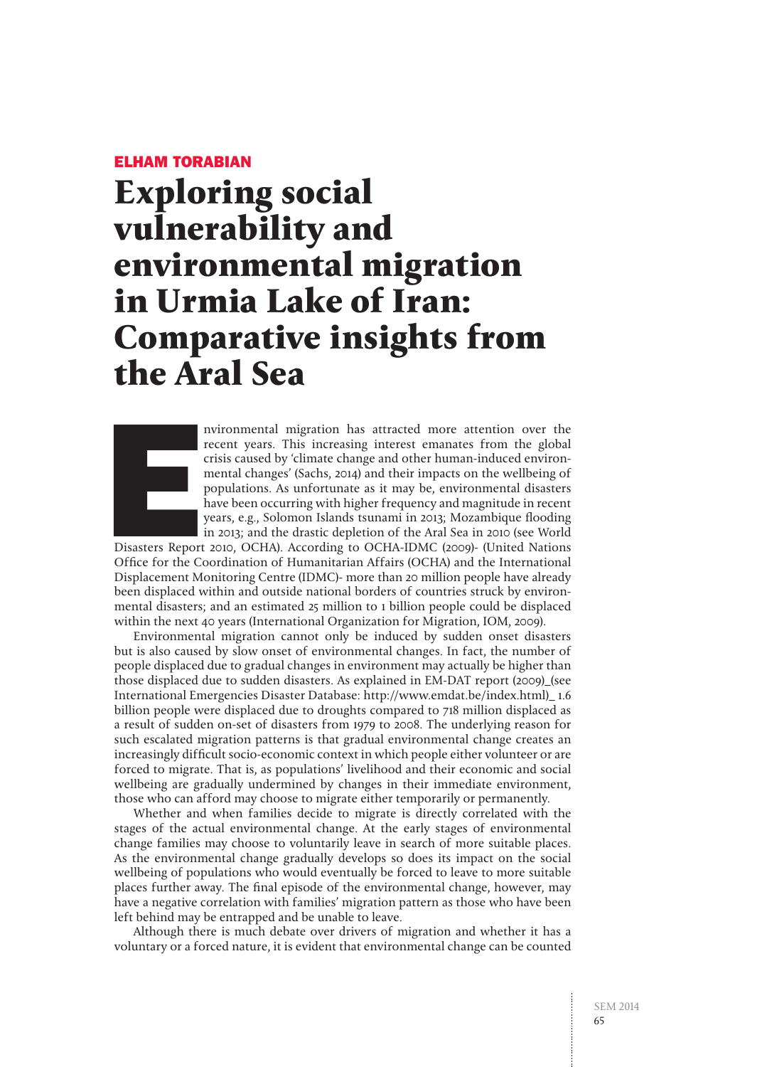**ELHAM TORABIAN**

# Exploring social vulnerability and environmental migration in Urmia Lake of Iran: Comparative insights from the Aral Sea

Environmental migration has attracted more attention over the recent years. This increasing interest emanates from the global crisis caused by 'climate change and other human-induced environmental changes' (Sachs, 2014) and their impacts on the wellbeing of populations. As unfortunate as it may be, environmental disasters have been occurring with higher frequency and magnitude in recent years, e.g., Solomon Islands tsunami in 2013; Mozambique flooding in 2013; and the drastic depletion of the Aral Sea in 2010 (see World Disasters Report 2010, OCHA). According to OCHA-IDMC (2009)- (United Nations Office for the Coordination of Humanitarian Affairs (OCHA) and the International Displacement Monitoring Centre (IDMC)- more than 20 million people have already been displaced within and outside national borders of countries struck by environmental disasters; and an estimated 25 million to 1 billion people could be displaced within the next 40 years (International Organization for Migration, IOM, 2009).

Environmental migration cannot only be induced by sudden onset disasters but is also caused by slow onset of environmental changes. In fact, the number of people displaced due to gradual changes in environment may actually be higher than those displaced due to sudden disasters. As explained in EM-DAT report (2009)_(see International Emergencies Disaster Database: http://www.emdat.be/index.html)_ 1.6 billion people were displaced due to droughts compared to 718 million displaced as a result of sudden on-set of disasters from 1979 to 2008. The underlying reason for such escalated migration patterns is that gradual environmental change creates an increasingly difficult socio-economic context in which people either volunteer or are forced to migrate. That is, as populations' livelihood and their economic and social wellbeing are gradually undermined by changes in their immediate environment, those who can afford may choose to migrate either temporarily or permanently.

Whether and when families decide to migrate is directly correlated with the stages of the actual environmental change. At the early stages of environmental change families may choose to voluntarily leave in search of more suitable places. As the environmental change gradually develops so does its impact on the social wellbeing of populations who would eventually be forced to leave to more suitable places further away. The final episode of the environmental change, however, may have a negative correlation with families' migration pattern as those who have been left behind may be entrapped and be unable to leave.

Although there is much debate over drivers of migration and whether it has a voluntary or a forced nature, it is evident that environmental change can be counted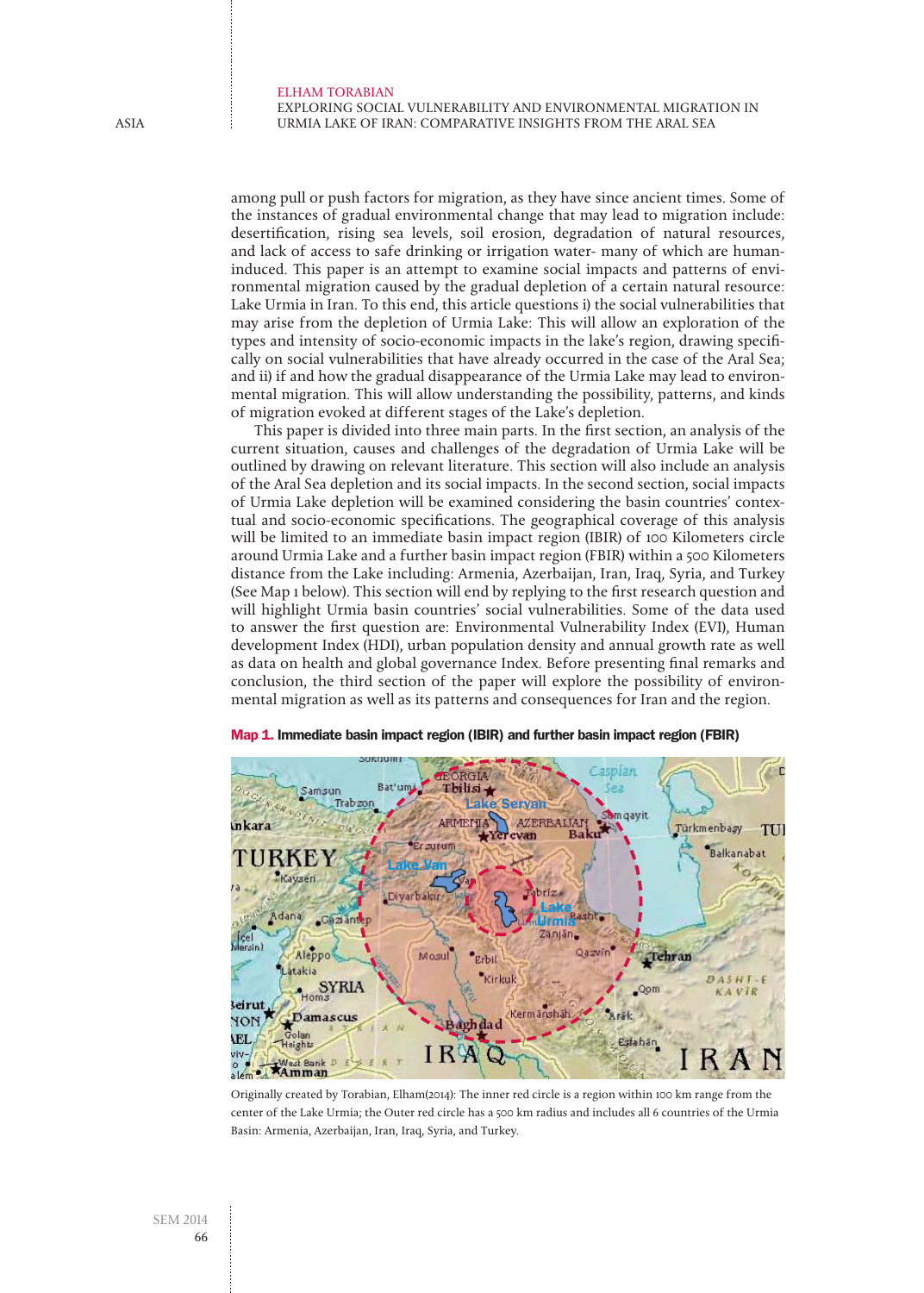among pull or push factors for migration, as they have since ancient times. Some of the instances of gradual environmental change that may lead to migration include: desertification, rising sea levels, soil erosion, degradation of natural resources, and lack of access to safe drinking or irrigation water- many of which are human-induced. This paper is an attempt to examine social impacts and patterns of environmental migration caused by the gradual depletion of a certain natural resource: Lake Urmia in Iran. To this end, this article questions i) the social vulnerabilities that may arise from the depletion of Urmia Lake: This will allow an exploration of the types and intensity of socio-economic impacts in the lake's region, drawing specifically on social vulnerabilities that have already occurred in the case of the Aral Sea; and ii) if and how the gradual disappearance of the Urmia Lake may lead to environmental migration. This will allow understanding the possibility, patterns, and kinds of migration evoked at different stages of the Lake's depletion.

This paper is divided into three main parts. In the first section, an analysis of the current situation, causes and challenges of the degradation of Urmia Lake will be outlined by drawing on relevant literature. This section will also include an analysis of the Aral Sea depletion and its social impacts. In the second section, social impacts of Urmia Lake depletion will be examined considering the basin countries' contextual and socio-economic specifications. The geographical coverage of this analysis will be limited to an immediate basin impact region (IBIR) of 100 Kilometers circle around Urmia Lake and a further basin impact region (FBIR) within a 500 Kilometers distance from the Lake including: Armenia, Azerbaijan, Iran, Iraq, Syria, and Turkey (See Map 1 below). This section will end by replying to the first research question and will highlight Urmia basin countries' social vulnerabilities. Some of the data used to answer the first question are: Environmental Vulnerability Index (EVI), Human development Index (HDI), urban population density and annual growth rate as well as data on health and global governance Index. Before presenting final remarks and conclusion, the third section of the paper will explore the possibility of environmental migration as well as its patterns and consequences for Iran and the region.

**Map 1. Immediate basin impact region (IBIR) and further basin impact region (FBIR)**

Originally created by Torabian, Elham(2014): The inner red circle is a region within 100 km range from the center of the Lake Urmia; the Outer red circle has a 500 km radius and includes all 6 countries of the Urmia Basin: Armenia, Azerbaijan, Iran, Iraq, Syria, and Turkey.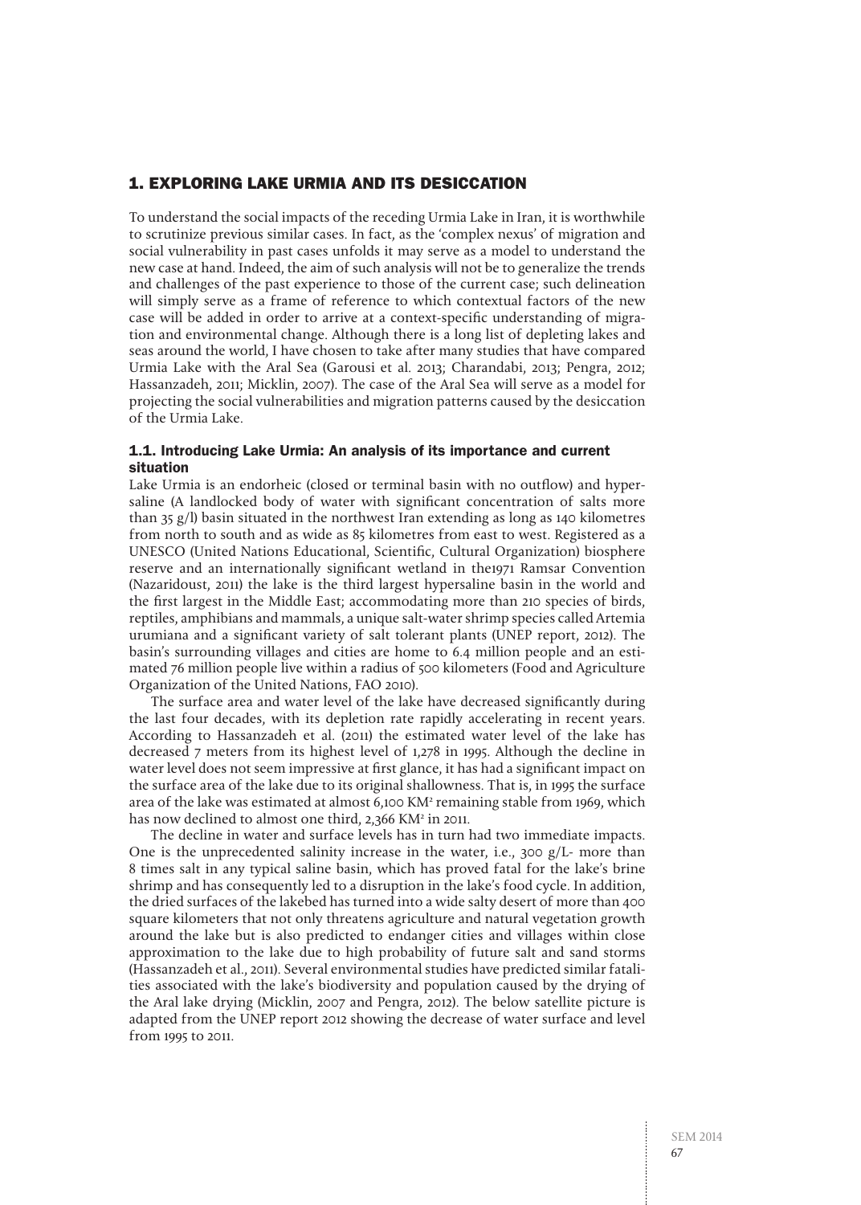## 1. EXPLORING LAKE URMIA AND ITS DESICCATION

To understand the social impacts of the receding Urmia Lake in Iran, it is worthwhile to scrutinize previous similar cases. In fact, as the 'complex nexus' of migration and social vulnerability in past cases unfolds it may serve as a model to understand the new case at hand. Indeed, the aim of such analysis will not be to generalize the trends and challenges of the past experience to those of the current case; such delineation will simply serve as a frame of reference to which contextual factors of the new case will be added in order to arrive at a context-specific understanding of migration and environmental change. Although there is a long list of depleting lakes and seas around the world, I have chosen to take after many studies that have compared Urmia Lake with the Aral Sea (Garousi et al. 2013; Charandabi, 2013; Pengra, 2012; Hassanzadeh, 2011; Micklin, 2007). The case of the Aral Sea will serve as a model for projecting the social vulnerabilities and migration patterns caused by the desiccation of the Urmia Lake.

### 1.1. Introducing Lake Urmia: An analysis of its importance and current situation

Lake Urmia is an endorheic (closed or terminal basin with no outflow) and hypersaline (A landlocked body of water with significant concentration of salts more than 35 g/l) basin situated in the northwest Iran extending as long as 140 kilometres from north to south and as wide as 85 kilometres from east to west. Registered as a UNESCO (United Nations Educational, Scientific, Cultural Organization) biosphere reserve and an internationally significant wetland in the1971 Ramsar Convention (Nazaridoust, 2011) the lake is the third largest hypersaline basin in the world and the first largest in the Middle East; accommodating more than 210 species of birds, reptiles, amphibians and mammals, a unique salt-water shrimp species called Artemia urumiana and a significant variety of salt tolerant plants (UNEP report, 2012). The basin's surrounding villages and cities are home to 6.4 million people and an estimated 76 million people live within a radius of 500 kilometers (Food and Agriculture Organization of the United Nations, FAO 2010).

The surface area and water level of the lake have decreased significantly during the last four decades, with its depletion rate rapidly accelerating in recent years. According to Hassanzadeh et al. (2011) the estimated water level of the lake has decreased 7 meters from its highest level of 1,278 in 1995. Although the decline in water level does not seem impressive at first glance, it has had a significant impact on the surface area of the lake due to its original shallowness. That is, in 1995 the surface area of the lake was estimated at almost 6,100 $KM^2$ remaining stable from 1969, which has now declined to almost one third, 2,366 $KM^2$ in 2011.

The decline in water and surface levels has in turn had two immediate impacts. One is the unprecedented salinity increase in the water, i.e., 300 g/L- more than 8 times salt in any typical saline basin, which has proved fatal for the lake's brine shrimp and has consequently led to a disruption in the lake's food cycle. In addition, the dried surfaces of the lakebed has turned into a wide salty desert of more than 400 square kilometers that not only threatens agriculture and natural vegetation growth around the lake but is also predicted to endanger cities and villages within close approximation to the lake due to high probability of future salt and sand storms (Hassanzadeh et al., 2011). Several environmental studies have predicted similar fatalities associated with the lake's biodiversity and population caused by the drying of the Aral lake drying (Micklin, 2007 and Pengra, 2012). The below satellite picture is adapted from the UNEP report 2012 showing the decrease of water surface and level from 1995 to 2011.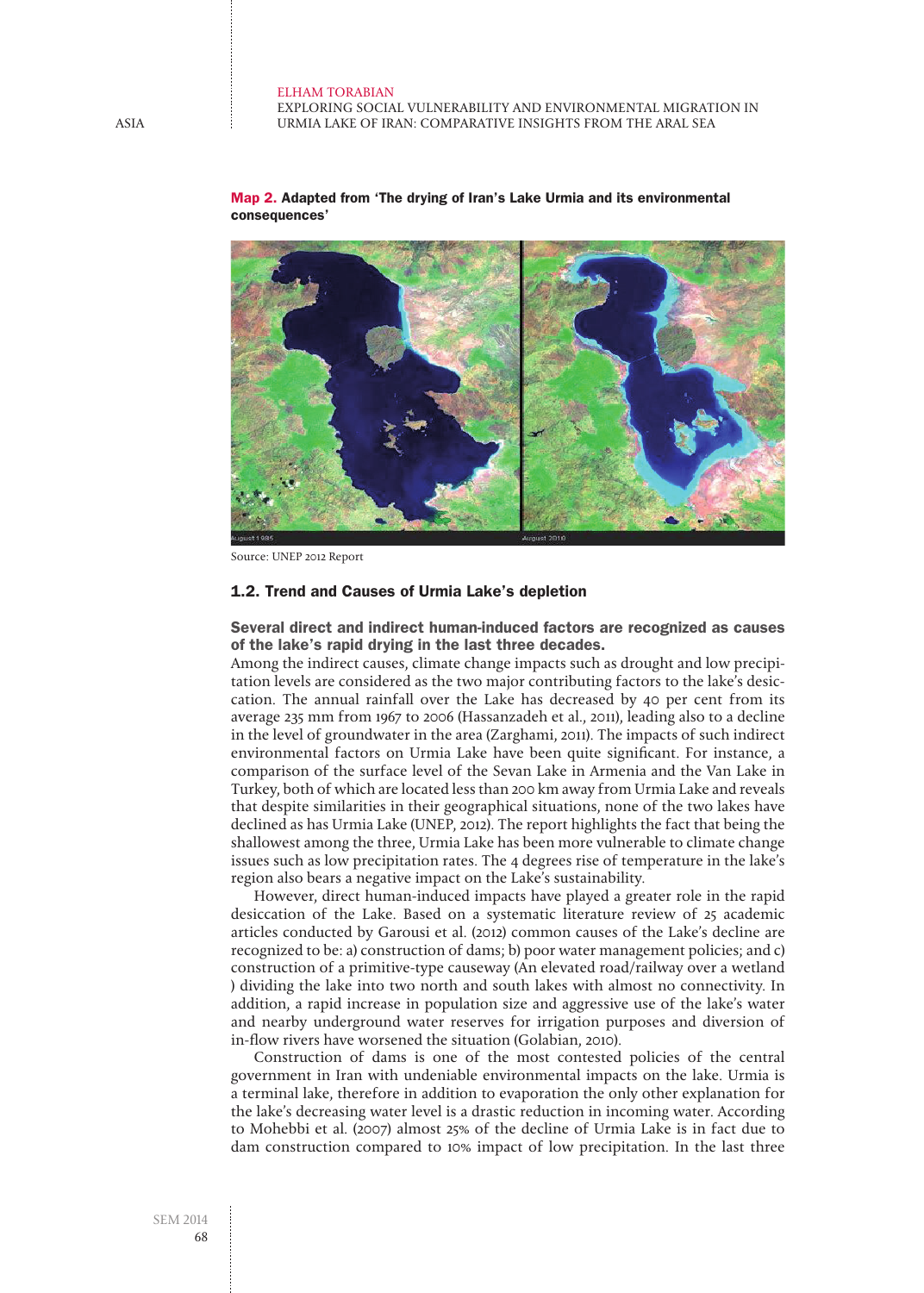**Map 2. Adapted from 'The drying of Iran's Lake Urmia and its environmental consequences'**

Source: UNEP 2012 Report

### 1.2. Trend and Causes of Urmia Lake's depletion

**Several direct and indirect human-induced factors are recognized as causes of the lake's rapid drying in the last three decades.**

Among the indirect causes, climate change impacts such as drought and low precipitation levels are considered as the two major contributing factors to the lake's desiccation. The annual rainfall over the Lake has decreased by 40 per cent from its average 235 mm from 1967 to 2006 (Hassanzadeh et al., 2011), leading also to a decline in the level of groundwater in the area (Zarghami, 2011). The impacts of such indirect environmental factors on Urmia Lake have been quite significant. For instance, a comparison of the surface level of the Sevan Lake in Armenia and the Van Lake in Turkey, both of which are located less than 200 km away from Urmia Lake and reveals that despite similarities in their geographical situations, none of the two lakes have declined as has Urmia Lake (UNEP, 2012). The report highlights the fact that being the shallowest among the three, Urmia Lake has been more vulnerable to climate change issues such as low precipitation rates. The 4 degrees rise of temperature in the lake's region also bears a negative impact on the Lake's sustainability.

However, direct human-induced impacts have played a greater role in the rapid desiccation of the Lake. Based on a systematic literature review of 25 academic articles conducted by Garousi et al. (2012) common causes of the Lake's decline are recognized to be: a) construction of dams; b) poor water management policies; and c) construction of a primitive-type causeway (An elevated road/railway over a wetland ) dividing the lake into two north and south lakes with almost no connectivity. In addition, a rapid increase in population size and aggressive use of the lake's water and nearby underground water reserves for irrigation purposes and diversion of in-flow rivers have worsened the situation (Golabian, 2010).

Construction of dams is one of the most contested policies of the central government in Iran with undeniable environmental impacts on the lake. Urmia is a terminal lake, therefore in addition to evaporation the only other explanation for the lake's decreasing water level is a drastic reduction in incoming water. According to Mohebbi et al. (2007) almost 25% of the decline of Urmia Lake is in fact due to dam construction compared to 10% impact of low precipitation. In the last three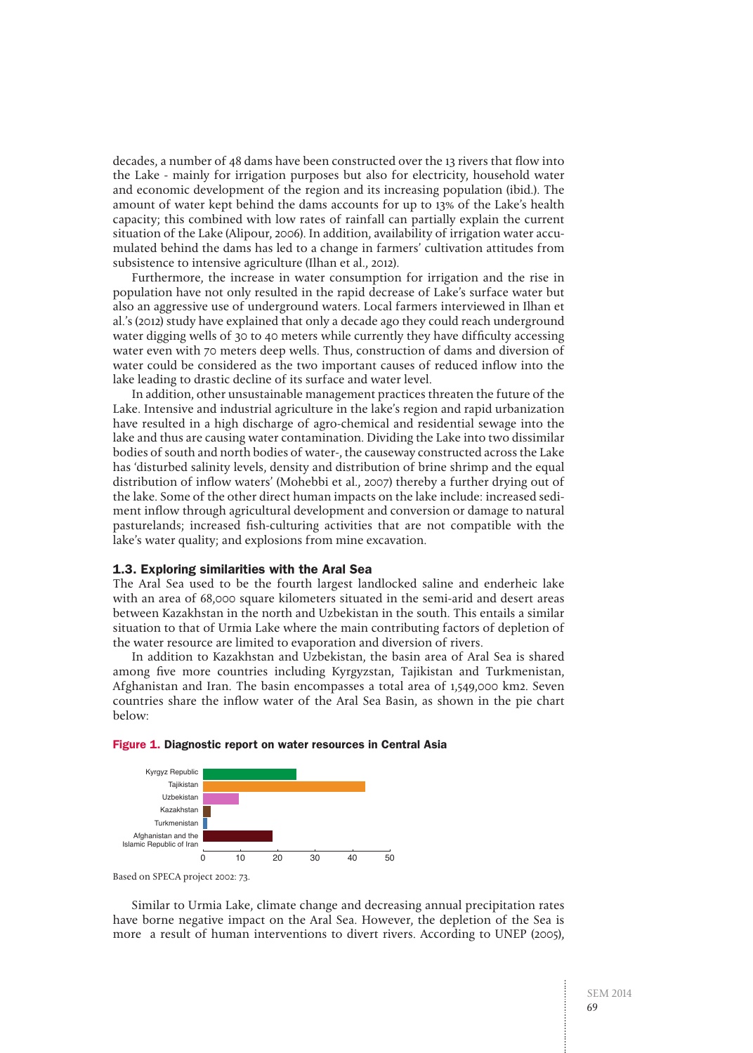decades, a number of 48 dams have been constructed over the 13 rivers that flow into the Lake - mainly for irrigation purposes but also for electricity, household water and economic development of the region and its increasing population (ibid.). The amount of water kept behind the dams accounts for up to 13% of the Lake's health capacity; this combined with low rates of rainfall can partially explain the current situation of the Lake (Alipour, 2006). In addition, availability of irrigation water accumulated behind the dams has led to a change in farmers' cultivation attitudes from subsistence to intensive agriculture (Ilhan et al., 2012).

Furthermore, the increase in water consumption for irrigation and the rise in population have not only resulted in the rapid decrease of Lake's surface water but also an aggressive use of underground waters. Local farmers interviewed in Ilhan et al.'s (2012) study have explained that only a decade ago they could reach underground water digging wells of 30 to 40 meters while currently they have difficulty accessing water even with 70 meters deep wells. Thus, construction of dams and diversion of water could be considered as the two important causes of reduced inflow into the lake leading to drastic decline of its surface and water level.

In addition, other unsustainable management practices threaten the future of the Lake. Intensive and industrial agriculture in the lake's region and rapid urbanization have resulted in a high discharge of agro-chemical and residential sewage into the lake and thus are causing water contamination. Dividing the Lake into two dissimilar bodies of south and north bodies of water-, the causeway constructed across the Lake has 'disturbed salinity levels, density and distribution of brine shrimp and the equal distribution of inflow waters' (Mohebbi et al., 2007) thereby a further drying out of the lake. Some of the other direct human impacts on the lake include: increased sediment inflow through agricultural development and conversion or damage to natural pasturelands; increased fish-culturing activities that are not compatible with the lake's water quality; and explosions from mine excavation.

### 1.3. Exploring similarities with the Aral Sea

The Aral Sea used to be the fourth largest landlocked saline and enderheic lake with an area of 68,000 square kilometers situated in the semi-arid and desert areas between Kazakhstan in the north and Uzbekistan in the south. This entails a similar situation to that of Urmia Lake where the main contributing factors of depletion of the water resource are limited to evaporation and diversion of rivers.

In addition to Kazakhstan and Uzbekistan, the basin area of Aral Sea is shared among five more countries including Kyrgyzstan, Tajikistan and Turkmenistan, Afghanistan and Iran. The basin encompasses a total area of 1,549,000 km2. Seven countries share the inflow water of the Aral Sea Basin, as shown in the pie chart below:

**Figure 1.** **Diagnostic report on water resources in Central Asia**

| Country | Value (approx.) |
|---|---|
| Kyrgyz Republic | 25 |
| Tajikistan | 43.5 |
| Uzbekistan | 9.5 |
| Kazakhstan | 2 |
| Turkmenistan | 1 |
| Afghanistan and the Islamic Republic of Iran | 18.5 |

Based on SPECA project 2002: 73.

Similar to Urmia Lake, climate change and decreasing annual precipitation rates have borne negative impact on the Aral Sea. However, the depletion of the Sea is more a result of human interventions to divert rivers. According to UNEP (2005),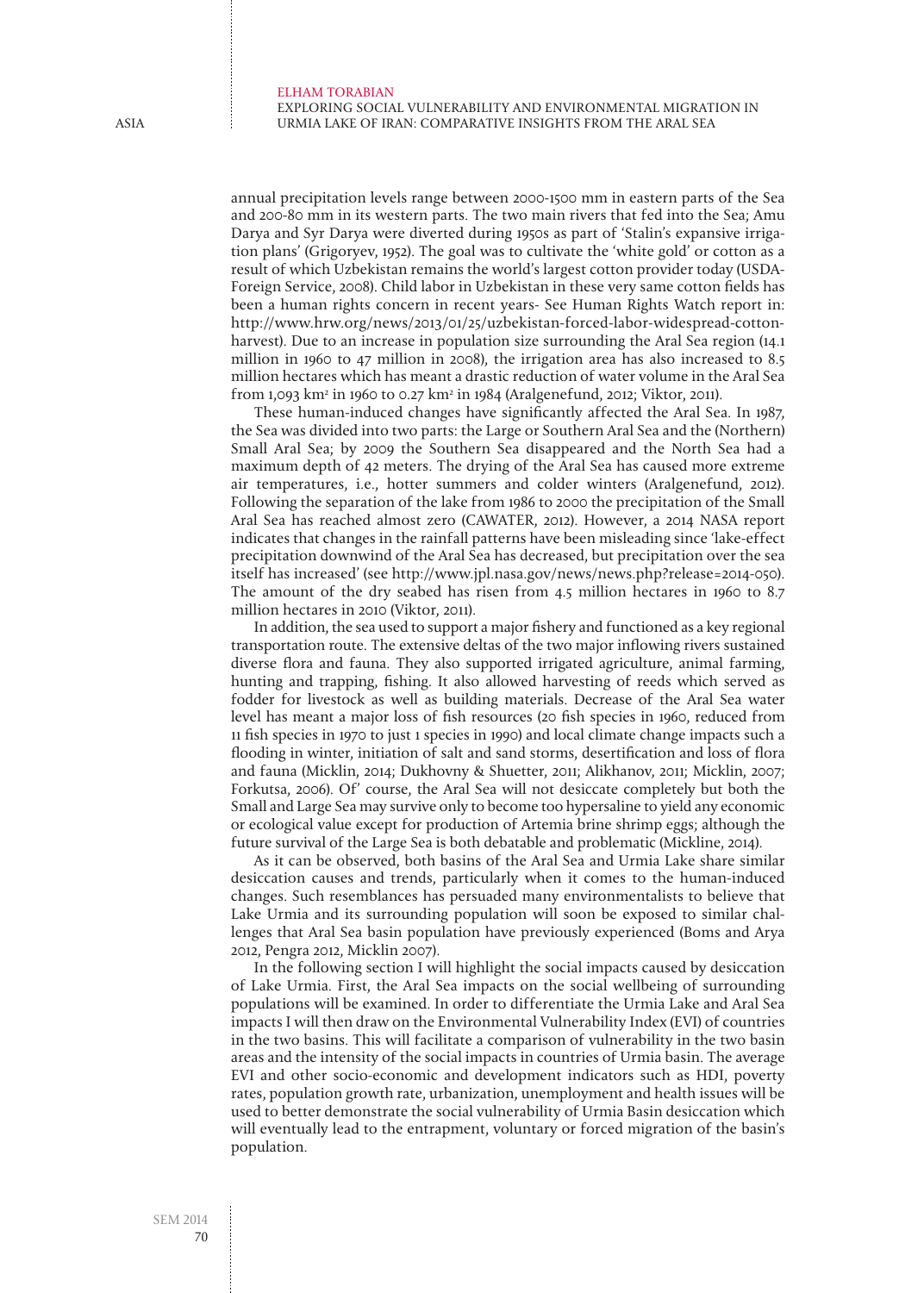annual precipitation levels range between 2000-1500 mm in eastern parts of the Sea and 200-80 mm in its western parts. The two main rivers that fed into the Sea; Amu Darya and Syr Darya were diverted during 1950s as part of 'Stalin's expansive irrigation plans' (Grigoryev, 1952). The goal was to cultivate the 'white gold' or cotton as a result of which Uzbekistan remains the world's largest cotton provider today (USDA-Foreign Service, 2008). Child labor in Uzbekistan in these very same cotton fields has been a human rights concern in recent years- See Human Rights Watch report in: http://www.hrw.org/news/2013/01/25/uzbekistan-forced-labor-widespread-cotton-harvest). Due to an increase in population size surrounding the Aral Sea region (14.1 million in 1960 to 47 million in 2008), the irrigation area has also increased to 8.5 million hectares which has meant a drastic reduction of water volume in the Aral Sea from 1,093 km$^2$ in 1960 to 0.27 km$^2$ in 1984 (Aralgenefund, 2012; Viktor, 2011).

These human-induced changes have significantly affected the Aral Sea. In 1987, the Sea was divided into two parts: the Large or Southern Aral Sea and the (Northern) Small Aral Sea; by 2009 the Southern Sea disappeared and the North Sea had a maximum depth of 42 meters. The drying of the Aral Sea has caused more extreme air temperatures, i.e., hotter summers and colder winters (Aralgenefund, 2012). Following the separation of the lake from 1986 to 2000 the precipitation of the Small Aral Sea has reached almost zero (CAWATER, 2012). However, a 2014 NASA report indicates that changes in the rainfall patterns have been misleading since 'lake-effect precipitation downwind of the Aral Sea has decreased, but precipitation over the sea itself has increased' (see http://www.jpl.nasa.gov/news/news.php?release=2014-050). The amount of the dry seabed has risen from 4.5 million hectares in 1960 to 8.7 million hectares in 2010 (Viktor, 2011).

In addition, the sea used to support a major fishery and functioned as a key regional transportation route. The extensive deltas of the two major inflowing rivers sustained diverse flora and fauna. They also supported irrigated agriculture, animal farming, hunting and trapping, fishing. It also allowed harvesting of reeds which served as fodder for livestock as well as building materials. Decrease of the Aral Sea water level has meant a major loss of fish resources (20 fish species in 1960, reduced from 11 fish species in 1970 to just 1 species in 1990) and local climate change impacts such a flooding in winter, initiation of salt and sand storms, desertification and loss of flora and fauna (Micklin, 2014; Dukhovny & Shuetter, 2011; Alikhanov, 2011; Micklin, 2007; Forkutsa, 2006). Of' course, the Aral Sea will not desiccate completely but both the Small and Large Sea may survive only to become too hypersaline to yield any economic or ecological value except for production of Artemia brine shrimp eggs; although the future survival of the Large Sea is both debatable and problematic (Mickline, 2014).

As it can be observed, both basins of the Aral Sea and Urmia Lake share similar desiccation causes and trends, particularly when it comes to the human-induced changes. Such resemblances has persuaded many environmentalists to believe that Lake Urmia and its surrounding population will soon be exposed to similar challenges that Aral Sea basin population have previously experienced (Boms and Arya 2012, Pengra 2012, Micklin 2007).

In the following section I will highlight the social impacts caused by desiccation of Lake Urmia. First, the Aral Sea impacts on the social wellbeing of surrounding populations will be examined. In order to differentiate the Urmia Lake and Aral Sea impacts I will then draw on the Environmental Vulnerability Index (EVI) of countries in the two basins. This will facilitate a comparison of vulnerability in the two basin areas and the intensity of the social impacts in countries of Urmia basin. The average EVI and other socio-economic and development indicators such as HDI, poverty rates, population growth rate, urbanization, unemployment and health issues will be used to better demonstrate the social vulnerability of Urmia Basin desiccation which will eventually lead to the entrapment, voluntary or forced migration of the basin's population.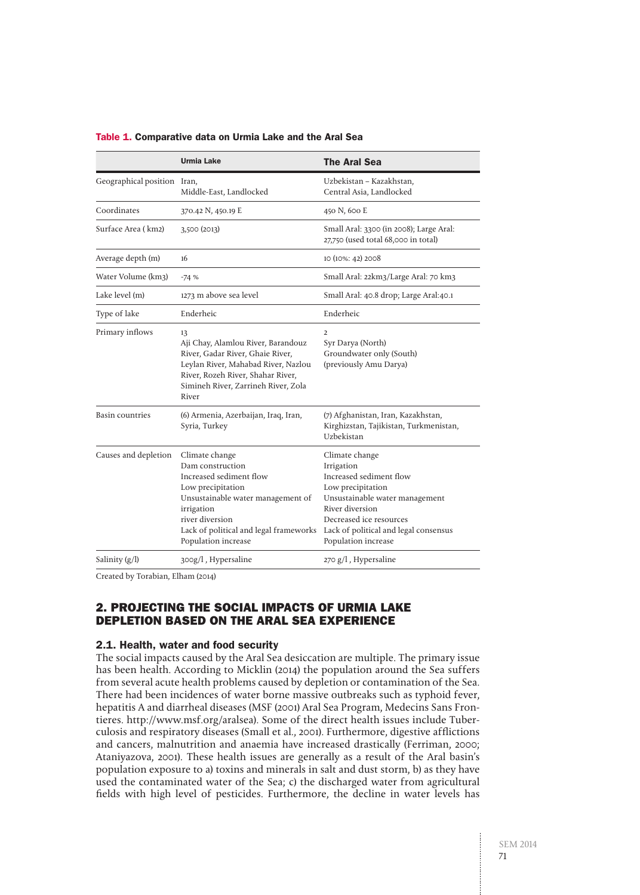**Table 1. Comparative data on Urmia Lake and the Aral Sea**

| | **Urmia Lake** | **The Aral Sea** |
|---|---|---|
| Geographical position | Iran, Middle-East, Landlocked | Uzbekistan – Kazakhstan, Central Asia, Landlocked |
| Coordinates | 370.42 N, 450.19 E | 450 N, 600 E |
| Surface Area ( km2) | 3,500 (2013) | Small Aral: 3300 (in 2008); Large Aral: 27,750 (used total 68,000 in total) |
| Average depth (m) | 16 | 10 (10%: 42) 2008 |
| Water Volume (km3) | -74 % | Small Aral: 22km3/Large Aral: 70 km3 |
| Lake level (m) | 1273 m above sea level | Small Aral: 40.8 drop; Large Aral:40.1 |
| Type of lake | Enderheic | Enderheic |
| Primary inflows | 13<br>Aji Chay, Alamlou River, Barandouz River, Gadar River, Ghaie River, Leylan River, Mahabad River, Nazlou River, Rozeh River, Shahar River, Simineh River, Zarrineh River, Zola River | 2<br>Syr Darya (North)<br>Groundwater only (South)<br>(previously Amu Darya) |
| Basin countries | (6) Armenia, Azerbaijan, Iraq, Iran, Syria, Turkey | (7) Afghanistan, Iran, Kazakhstan, Kirghizstan, Tajikistan, Turkmenistan, Uzbekistan |
| Causes and depletion | Climate change<br>Dam construction<br>Increased sediment flow<br>Low precipitation<br>Unsustainable water management of irrigation<br>river diversion<br>Lack of political and legal frameworks<br>Population increase | Climate change<br>Irrigation<br>Increased sediment flow<br>Low precipitation<br>Unsustainable water management<br>River diversion<br>Decreased ice resources<br>Lack of political and legal consensus<br>Population increase |
| Salinity (g/l) | 300g/l , Hypersaline | 270 g/l , Hypersaline |

Created by Torabian, Elham (2014)

## 2. PROJECTING THE SOCIAL IMPACTS OF URMIA LAKE DEPLETION BASED ON THE ARAL SEA EXPERIENCE

### 2.1. Health, water and food security

The social impacts caused by the Aral Sea desiccation are multiple. The primary issue has been health. According to Micklin (2014) the population around the Sea suffers from several acute health problems caused by depletion or contamination of the Sea. There had been incidences of water borne massive outbreaks such as typhoid fever, hepatitis A and diarrheal diseases (MSF (2001) Aral Sea Program, Medecins Sans Frontieres. http://www.msf.org/aralsea). Some of the direct health issues include Tuberculosis and respiratory diseases (Small et al., 2001). Furthermore, digestive afflictions and cancers, malnutrition and anaemia have increased drastically (Ferriman, 2000; Ataniyazova, 2001). These health issues are generally as a result of the Aral basin's population exposure to a) toxins and minerals in salt and dust storm, b) as they have used the contaminated water of the Sea; c) the discharged water from agricultural fields with high level of pesticides. Furthermore, the decline in water levels has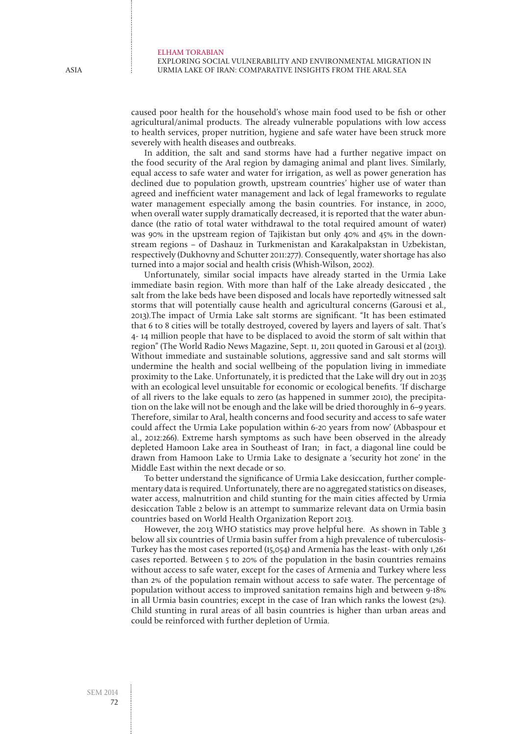caused poor health for the household's whose main food used to be fish or other agricultural/animal products. The already vulnerable populations with low access to health services, proper nutrition, hygiene and safe water have been struck more severely with health diseases and outbreaks.

In addition, the salt and sand storms have had a further negative impact on the food security of the Aral region by damaging animal and plant lives. Similarly, equal access to safe water and water for irrigation, as well as power generation has declined due to population growth, upstream countries' higher use of water than agreed and inefficient water management and lack of legal frameworks to regulate water management especially among the basin countries. For instance, in 2000, when overall water supply dramatically decreased, it is reported that the water abundance (the ratio of total water withdrawal to the total required amount of water) was 90% in the upstream region of Tajikistan but only 40% and 45% in the downstream regions – of Dashauz in Turkmenistan and Karakalpakstan in Uzbekistan, respectively (Dukhovny and Schutter 2011:277). Consequently, water shortage has also turned into a major social and health crisis (Whish-Wilson, 2002).

Unfortunately, similar social impacts have already started in the Urmia Lake immediate basin region. With more than half of the Lake already desiccated , the salt from the lake beds have been disposed and locals have reportedly witnessed salt storms that will potentially cause health and agricultural concerns (Garousi et al., 2013).The impact of Urmia Lake salt storms are significant. "It has been estimated that 6 to 8 cities will be totally destroyed, covered by layers and layers of salt. That's 4- 14 million people that have to be displaced to avoid the storm of salt within that region" (The World Radio News Magazine, Sept. 11, 2011 quoted in Garousi et al (2013). Without immediate and sustainable solutions, aggressive sand and salt storms will undermine the health and social wellbeing of the population living in immediate proximity to the Lake. Unfortunately, it is predicted that the Lake will dry out in 2035 with an ecological level unsuitable for economic or ecological benefits. 'If discharge of all rivers to the lake equals to zero (as happened in summer 2010), the precipitation on the lake will not be enough and the lake will be dried thoroughly in 6–9 years. Therefore, similar to Aral, health concerns and food security and access to safe water could affect the Urmia Lake population within 6-20 years from now' (Abbaspour et al., 2012:266). Extreme harsh symptoms as such have been observed in the already depleted Hamoon Lake area in Southeast of Iran; in fact, a diagonal line could be drawn from Hamoon Lake to Urmia Lake to designate a 'security hot zone' in the Middle East within the next decade or so.

To better understand the significance of Urmia Lake desiccation, further complementary data is required. Unfortunately, there are no aggregated statistics on diseases, water access, malnutrition and child stunting for the main cities affected by Urmia desiccation Table 2 below is an attempt to summarize relevant data on Urmia basin countries based on World Health Organization Report 2013.

However, the 2013 WHO statistics may prove helpful here. As shown in Table 3 below all six countries of Urmia basin suffer from a high prevalence of tuberculosis-Turkey has the most cases reported (15,054) and Armenia has the least- with only 1,261 cases reported. Between 5 to 20% of the population in the basin countries remains without access to safe water, except for the cases of Armenia and Turkey where less than 2% of the population remain without access to safe water. The percentage of population without access to improved sanitation remains high and between 9-18% in all Urmia basin countries; except in the case of Iran which ranks the lowest (2%). Child stunting in rural areas of all basin countries is higher than urban areas and could be reinforced with further depletion of Urmia.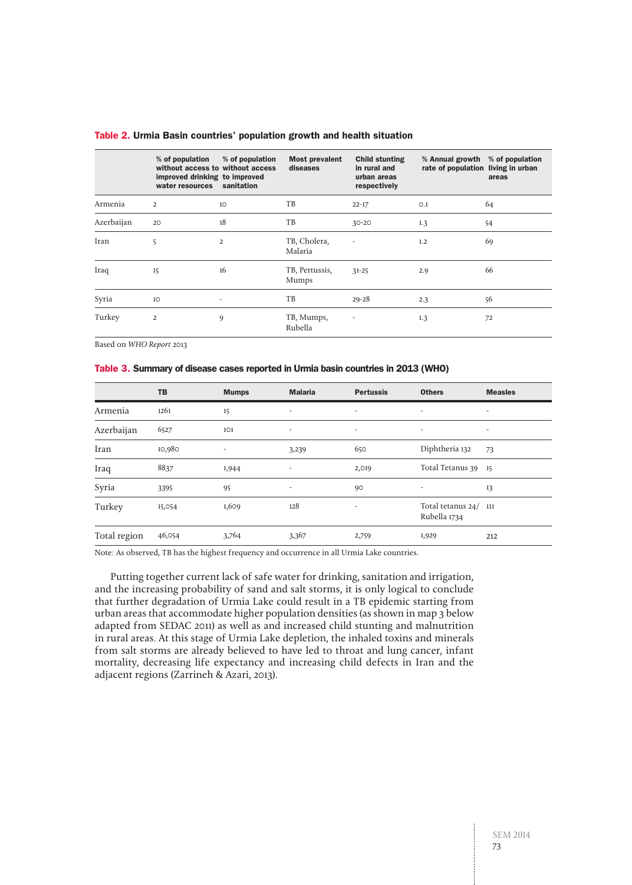**Table 2. Urmia Basin countries' population growth and health situation**

| | % of population without access to improved drinking water resources | % of population without access to improved sanitation | Most prevalent diseases | Child stunting in rural and urban areas respectively | % Annual growth rate of population | % of population living in urban areas |
|---|---|---|---|---|---|---|
| Armenia | 2 | 10 | TB | 22-17 | 0.1 | 64 |
| Azerbaijan | 20 | 18 | TB | 30-20 | 1.3 | 54 |
| Iran | 5 | 2 | TB, Cholera, Malaria | - | 1.2 | 69 |
| Iraq | 15 | 16 | TB, Pertussis, Mumps | 31-25 | 2.9 | 66 |
| Syria | 10 | - | TB | 29-28 | 2.3 | 56 |
| Turkey | 2 | 9 | TB, Mumps, Rubella | - | 1.3 | 72 |

Based on *WHO Report* 2013

**Table 3. Summary of disease cases reported in Urmia basin countries in 2013 (WHO)**

| | TB | Mumps | Malaria | Pertussis | Others | Measles |
|---|---|---|---|---|---|---|
| Armenia | 1261 | 15 | - | - | - | - |
| Azerbaijan | 6527 | 101 | - | - | - | - |
| Iran | 10,980 | - | 3,239 | 650 | Diphtheria 132 | 73 |
| Iraq | 8837 | 1,944 | - | 2,019 | Total Tetanus 39 | 15 |
| Syria | 3395 | 95 | - | 90 | - | 13 |
| Turkey | 15,054 | 1,609 | 128 | - | Total tetanus 24/ Rubella 1734 | 111 |
| Total region | 46,054 | 3,764 | 3,367 | 2,759 | 1,929 | 212 |

Note: As observed, TB has the highest frequency and occurrence in all Urmia Lake countries.

Putting together current lack of safe water for drinking, sanitation and irrigation, and the increasing probability of sand and salt storms, it is only logical to conclude that further degradation of Urmia Lake could result in a TB epidemic starting from urban areas that accommodate higher population densities (as shown in map 3 below adapted from SEDAC 2011) as well as and increased child stunting and malnutrition in rural areas. At this stage of Urmia Lake depletion, the inhaled toxins and minerals from salt storms are already believed to have led to throat and lung cancer, infant mortality, decreasing life expectancy and increasing child defects in Iran and the adjacent regions (Zarrineh & Azari, 2013).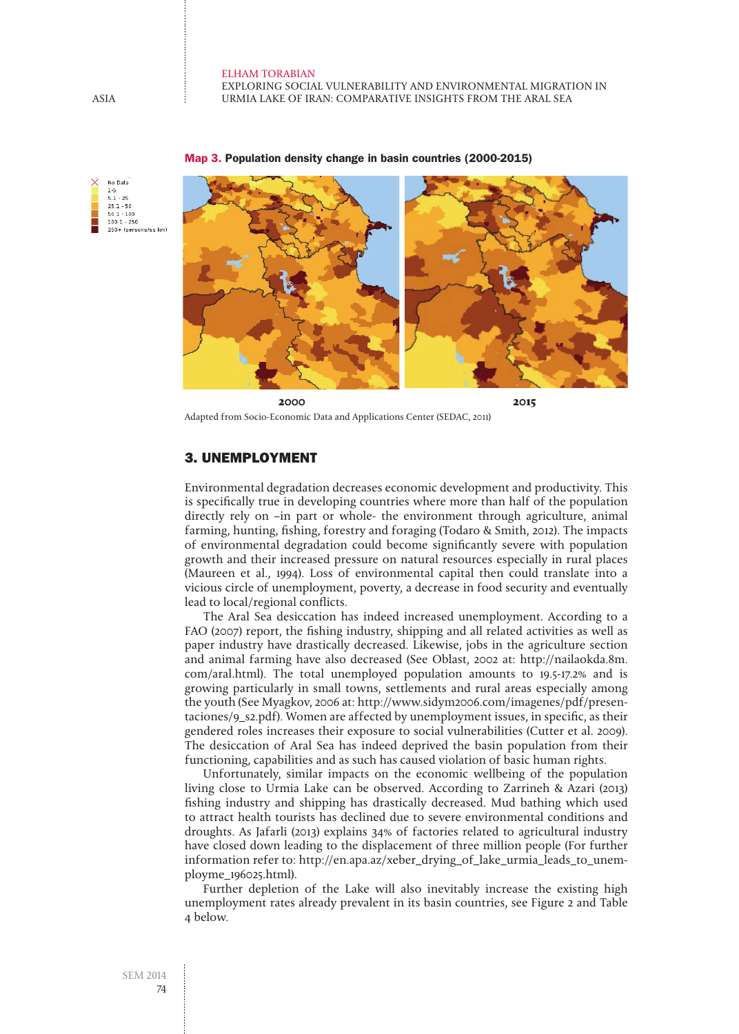**Map 3. Population density change in basin countries (2000-2015)**

No Data
1-5
5.1 - 25
25.1 - 50
50.1 - 100
100.1 - 250
250+ (persons/sq km)

2000

2015

Adapted from Socio-Economic Data and Applications Center (SEDAC, 2011)

## 3. UNEMPLOYMENT

Environmental degradation decreases economic development and productivity. This is specifically true in developing countries where more than half of the population directly rely on –in part or whole- the environment through agriculture, animal farming, hunting, fishing, forestry and foraging (Todaro & Smith, 2012). The impacts of environmental degradation could become significantly severe with population growth and their increased pressure on natural resources especially in rural places (Maureen et al., 1994). Loss of environmental capital then could translate into a vicious circle of unemployment, poverty, a decrease in food security and eventually lead to local/regional conflicts.

The Aral Sea desiccation has indeed increased unemployment. According to a FAO (2007) report, the fishing industry, shipping and all related activities as well as paper industry have drastically decreased. Likewise, jobs in the agriculture section and animal farming have also decreased (See Oblast, 2002 at: http://nailaokda.8m.com/aral.html). The total unemployed population amounts to 19.5-17.2% and is growing particularly in small towns, settlements and rural areas especially among the youth (See Myagkov, 2006 at: http://www.sidym2006.com/imagenes/pdf/presentaciones/9_s2.pdf). Women are affected by unemployment issues, in specific, as their gendered roles increases their exposure to social vulnerabilities (Cutter et al. 2009). The desiccation of Aral Sea has indeed deprived the basin population from their functioning, capabilities and as such has caused violation of basic human rights.

Unfortunately, similar impacts on the economic wellbeing of the population living close to Urmia Lake can be observed. According to Zarrineh & Azari (2013) fishing industry and shipping has drastically decreased. Mud bathing which used to attract health tourists has declined due to severe environmental conditions and droughts. As Jafarli (2013) explains 34% of factories related to agricultural industry have closed down leading to the displacement of three million people (For further information refer to: http://en.apa.az/xeber_drying_of_lake_urmia_leads_to_unemployme_196025.html).

Further depletion of the Lake will also inevitably increase the existing high unemployment rates already prevalent in its basin countries, see Figure 2 and Table 4 below.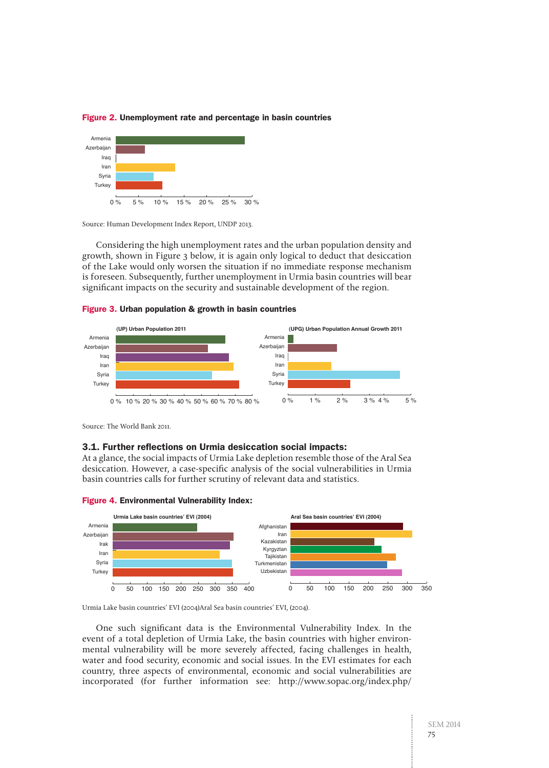**Figure 2. Unemployment rate and percentage in basin countries**

Source: Human Development Index Report, UNDP 2013.

Considering the high unemployment rates and the urban population density and growth, shown in Figure 3 below, it is again only logical to deduct that desiccation of the Lake would only worsen the situation if no immediate response mechanism is foreseen. Subsequently, further unemployment in Urmia basin countries will bear significant impacts on the security and sustainable development of the region.

**Figure 3. Urban population & growth in basin countries**

Source: The World Bank 2011.

### 3.1. Further reflections on Urmia desiccation social impacts:

At a glance, the social impacts of Urmia Lake depletion resemble those of the Aral Sea desiccation. However, a case-specific analysis of the social vulnerabilities in Urmia basin countries calls for further scrutiny of relevant data and statistics.

**Figure 4. Environmental Vulnerability Index:**

Urmia Lake basin countries' EVI (2004)Aral Sea basin countries' EVI, (2004).

One such significant data is the Environmental Vulnerability Index. In the event of a total depletion of Urmia Lake, the basin countries with higher environmental vulnerability will be more severely affected, facing challenges in health, water and food security, economic and social issues. In the EVI estimates for each country, three aspects of environmental, economic and social vulnerabilities are incorporated (for further information see: http://www.sopac.org/index.php/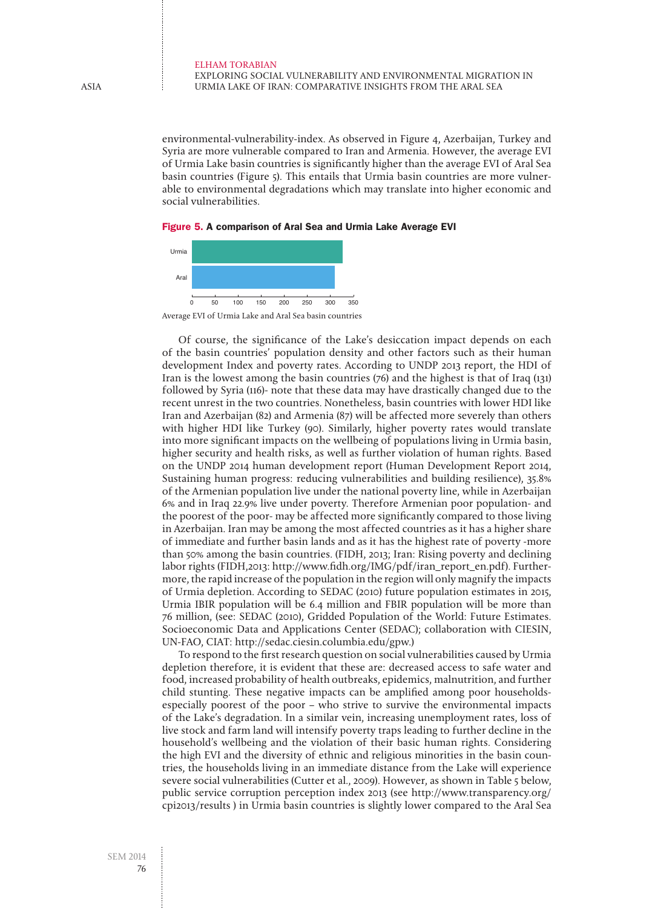environmental-vulnerability-index. As observed in Figure 4, Azerbaijan, Turkey and Syria are more vulnerable compared to Iran and Armenia. However, the average EVI of Urmia Lake basin countries is significantly higher than the average EVI of Aral Sea basin countries (Figure 5). This entails that Urmia basin countries are more vulnerable to environmental degradations which may translate into higher economic and social vulnerabilities.

**Figure 5. A comparison of Aral Sea and Urmia Lake Average EVI**

Average EVI of Urmia Lake and Aral Sea basin countries

Of course, the significance of the Lake's desiccation impact depends on each of the basin countries' population density and other factors such as their human development Index and poverty rates. According to UNDP 2013 report, the HDI of Iran is the lowest among the basin countries (76) and the highest is that of Iraq (131) followed by Syria (116)- note that these data may have drastically changed due to the recent unrest in the two countries. Nonetheless, basin countries with lower HDI like Iran and Azerbaijan (82) and Armenia (87) will be affected more severely than others with higher HDI like Turkey (90). Similarly, higher poverty rates would translate into more significant impacts on the wellbeing of populations living in Urmia basin, higher security and health risks, as well as further violation of human rights. Based on the UNDP 2014 human development report (Human Development Report 2014, Sustaining human progress: reducing vulnerabilities and building resilience), 35.8% of the Armenian population live under the national poverty line, while in Azerbaijan 6% and in Iraq 22.9% live under poverty. Therefore Armenian poor population- and the poorest of the poor- may be affected more significantly compared to those living in Azerbaijan. Iran may be among the most affected countries as it has a higher share of immediate and further basin lands and as it has the highest rate of poverty -more than 50% among the basin countries. (FIDH, 2013; Iran: Rising poverty and declining labor rights (FIDH,2013: http://www.fidh.org/IMG/pdf/iran_report_en.pdf). Furthermore, the rapid increase of the population in the region will only magnify the impacts of Urmia depletion. According to SEDAC (2010) future population estimates in 2015, Urmia IBIR population will be 6.4 million and FBIR population will be more than 76 million, (see: SEDAC (2010), Gridded Population of the World: Future Estimates. Socioeconomic Data and Applications Center (SEDAC); collaboration with CIESIN, UN-FAO, CIAT: http://sedac.ciesin.columbia.edu/gpw.)

To respond to the first research question on social vulnerabilities caused by Urmia depletion therefore, it is evident that these are: decreased access to safe water and food, increased probability of health outbreaks, epidemics, malnutrition, and further child stunting. These negative impacts can be amplified among poor households- especially poorest of the poor – who strive to survive the environmental impacts of the Lake's degradation. In a similar vein, increasing unemployment rates, loss of live stock and farm land will intensify poverty traps leading to further decline in the household's wellbeing and the violation of their basic human rights. Considering the high EVI and the diversity of ethnic and religious minorities in the basin countries, the households living in an immediate distance from the Lake will experience severe social vulnerabilities (Cutter et al., 2009). However, as shown in Table 5 below, public service corruption perception index 2013 (see http://www.transparency.org/cpi2013/results ) in Urmia basin countries is slightly lower compared to the Aral Sea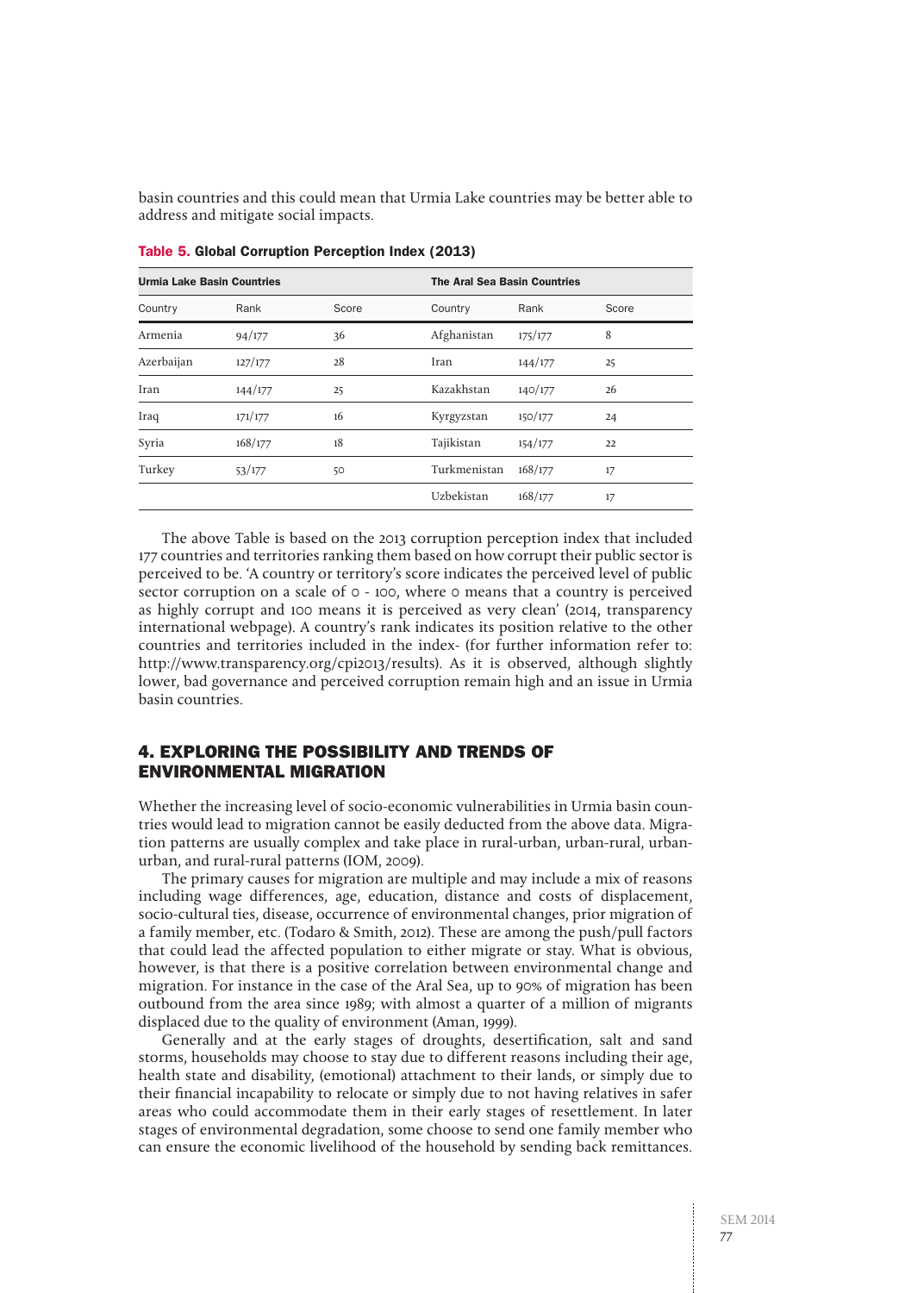basin countries and this could mean that Urmia Lake countries may be better able to address and mitigate social impacts.

**Table 5. Global Corruption Perception Index (2013)**

| Urmia Lake Basin Countries | | | The Aral Sea Basin Countries | | |
|---|---|---|---|---|---|
| Country | Rank | Score | Country | Rank | Score |
| Armenia | 94/177 | 36 | Afghanistan | 175/177 | 8 |
| Azerbaijan | 127/177 | 28 | Iran | 144/177 | 25 |
| Iran | 144/177 | 25 | Kazakhstan | 140/177 | 26 |
| Iraq | 171/177 | 16 | Kyrgyzstan | 150/177 | 24 |
| Syria | 168/177 | 18 | Tajikistan | 154/177 | 22 |
| Turkey | 53/177 | 50 | Turkmenistan | 168/177 | 17 |
| | | | Uzbekistan | 168/177 | 17 |

The above Table is based on the 2013 corruption perception index that included 177 countries and territories ranking them based on how corrupt their public sector is perceived to be. 'A country or territory's score indicates the perceived level of public sector corruption on a scale of 0 - 100, where 0 means that a country is perceived as highly corrupt and 100 means it is perceived as very clean' (2014, transparency international webpage). A country's rank indicates its position relative to the other countries and territories included in the index- (for further information refer to: http://www.transparency.org/cpi2013/results). As it is observed, although slightly lower, bad governance and perceived corruption remain high and an issue in Urmia basin countries.

## 4. EXPLORING THE POSSIBILITY AND TRENDS OF ENVIRONMENTAL MIGRATION

Whether the increasing level of socio-economic vulnerabilities in Urmia basin countries would lead to migration cannot be easily deducted from the above data. Migration patterns are usually complex and take place in rural-urban, urban-rural, urban-urban, and rural-rural patterns (IOM, 2009).

The primary causes for migration are multiple and may include a mix of reasons including wage differences, age, education, distance and costs of displacement, socio-cultural ties, disease, occurrence of environmental changes, prior migration of a family member, etc. (Todaro & Smith, 2012). These are among the push/pull factors that could lead the affected population to either migrate or stay. What is obvious, however, is that there is a positive correlation between environmental change and migration. For instance in the case of the Aral Sea, up to 90% of migration has been outbound from the area since 1989; with almost a quarter of a million of migrants displaced due to the quality of environment (Aman, 1999).

Generally and at the early stages of droughts, desertification, salt and sand storms, households may choose to stay due to different reasons including their age, health state and disability, (emotional) attachment to their lands, or simply due to their financial incapability to relocate or simply due to not having relatives in safer areas who could accommodate them in their early stages of resettlement. In later stages of environmental degradation, some choose to send one family member who can ensure the economic livelihood of the household by sending back remittances.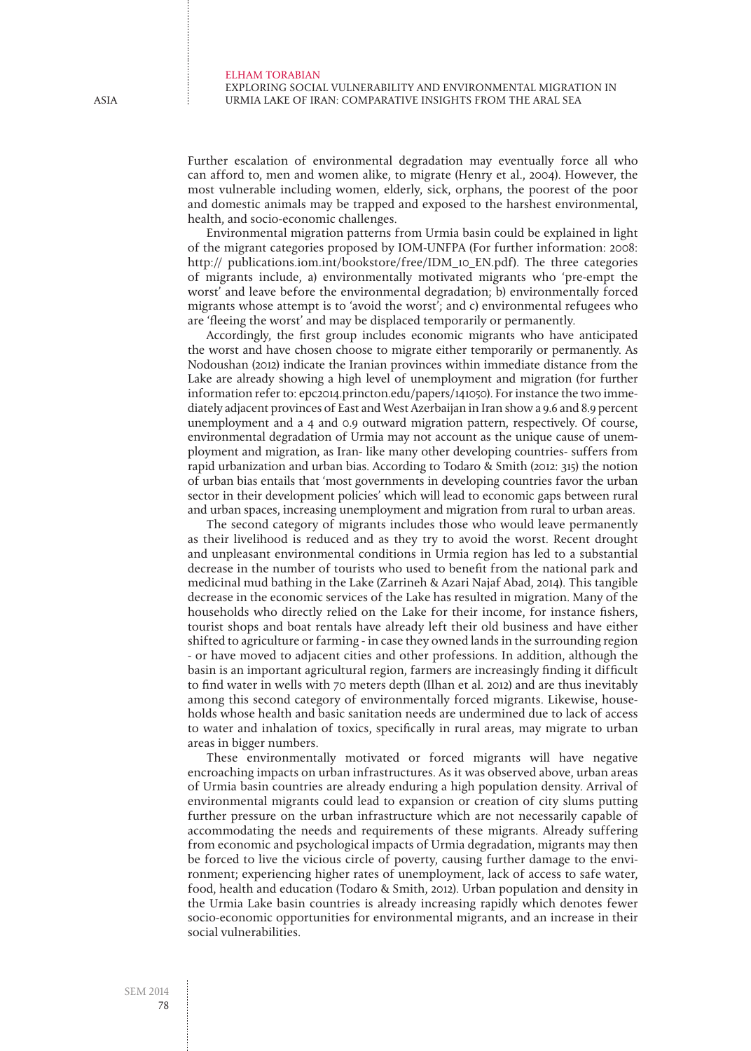Further escalation of environmental degradation may eventually force all who can afford to, men and women alike, to migrate (Henry et al., 2004). However, the most vulnerable including women, elderly, sick, orphans, the poorest of the poor and domestic animals may be trapped and exposed to the harshest environmental, health, and socio-economic challenges.

Environmental migration patterns from Urmia basin could be explained in light of the migrant categories proposed by IOM-UNFPA (For further information: 2008: http:// publications.iom.int/bookstore/free/IDM_10_EN.pdf). The three categories of migrants include, a) environmentally motivated migrants who 'pre-empt the worst' and leave before the environmental degradation; b) environmentally forced migrants whose attempt is to 'avoid the worst'; and c) environmental refugees who are 'fleeing the worst' and may be displaced temporarily or permanently.

Accordingly, the first group includes economic migrants who have anticipated the worst and have chosen choose to migrate either temporarily or permanently. As Nodoushan (2012) indicate the Iranian provinces within immediate distance from the Lake are already showing a high level of unemployment and migration (for further information refer to: epc2014.princton.edu/papers/141050). For instance the two immediately adjacent provinces of East and West Azerbaijan in Iran show a 9.6 and 8.9 percent unemployment and a 4 and 0.9 outward migration pattern, respectively. Of course, environmental degradation of Urmia may not account as the unique cause of unemployment and migration, as Iran- like many other developing countries- suffers from rapid urbanization and urban bias. According to Todaro & Smith (2012: 315) the notion of urban bias entails that 'most governments in developing countries favor the urban sector in their development policies' which will lead to economic gaps between rural and urban spaces, increasing unemployment and migration from rural to urban areas.

The second category of migrants includes those who would leave permanently as their livelihood is reduced and as they try to avoid the worst. Recent drought and unpleasant environmental conditions in Urmia region has led to a substantial decrease in the number of tourists who used to benefit from the national park and medicinal mud bathing in the Lake (Zarrineh & Azari Najaf Abad, 2014). This tangible decrease in the economic services of the Lake has resulted in migration. Many of the households who directly relied on the Lake for their income, for instance fishers, tourist shops and boat rentals have already left their old business and have either shifted to agriculture or farming - in case they owned lands in the surrounding region - or have moved to adjacent cities and other professions. In addition, although the basin is an important agricultural region, farmers are increasingly finding it difficult to find water in wells with 70 meters depth (Ilhan et al. 2012) and are thus inevitably among this second category of environmentally forced migrants. Likewise, households whose health and basic sanitation needs are undermined due to lack of access to water and inhalation of toxics, specifically in rural areas, may migrate to urban areas in bigger numbers.

These environmentally motivated or forced migrants will have negative encroaching impacts on urban infrastructures. As it was observed above, urban areas of Urmia basin countries are already enduring a high population density. Arrival of environmental migrants could lead to expansion or creation of city slums putting further pressure on the urban infrastructure which are not necessarily capable of accommodating the needs and requirements of these migrants. Already suffering from economic and psychological impacts of Urmia degradation, migrants may then be forced to live the vicious circle of poverty, causing further damage to the environment; experiencing higher rates of unemployment, lack of access to safe water, food, health and education (Todaro & Smith, 2012). Urban population and density in the Urmia Lake basin countries is already increasing rapidly which denotes fewer socio-economic opportunities for environmental migrants, and an increase in their social vulnerabilities.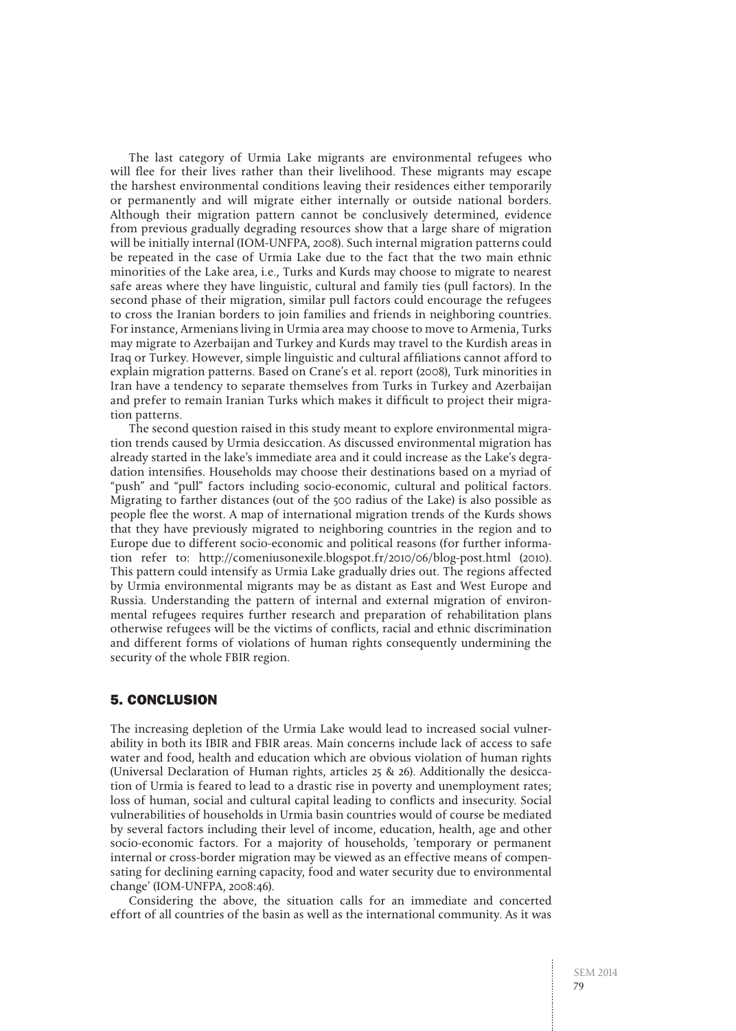The last category of Urmia Lake migrants are environmental refugees who will flee for their lives rather than their livelihood. These migrants may escape the harshest environmental conditions leaving their residences either temporarily or permanently and will migrate either internally or outside national borders. Although their migration pattern cannot be conclusively determined, evidence from previous gradually degrading resources show that a large share of migration will be initially internal (IOM-UNFPA, 2008). Such internal migration patterns could be repeated in the case of Urmia Lake due to the fact that the two main ethnic minorities of the Lake area, i.e., Turks and Kurds may choose to migrate to nearest safe areas where they have linguistic, cultural and family ties (pull factors). In the second phase of their migration, similar pull factors could encourage the refugees to cross the Iranian borders to join families and friends in neighboring countries. For instance, Armenians living in Urmia area may choose to move to Armenia, Turks may migrate to Azerbaijan and Turkey and Kurds may travel to the Kurdish areas in Iraq or Turkey. However, simple linguistic and cultural affiliations cannot afford to explain migration patterns. Based on Crane's et al. report (2008), Turk minorities in Iran have a tendency to separate themselves from Turks in Turkey and Azerbaijan and prefer to remain Iranian Turks which makes it difficult to project their migration patterns.

The second question raised in this study meant to explore environmental migration trends caused by Urmia desiccation. As discussed environmental migration has already started in the lake's immediate area and it could increase as the Lake's degradation intensifies. Households may choose their destinations based on a myriad of "push" and "pull" factors including socio-economic, cultural and political factors. Migrating to farther distances (out of the 500 radius of the Lake) is also possible as people flee the worst. A map of international migration trends of the Kurds shows that they have previously migrated to neighboring countries in the region and to Europe due to different socio-economic and political reasons (for further information refer to: http://comeniusonexile.blogspot.fr/2010/06/blog-post.html (2010). This pattern could intensify as Urmia Lake gradually dries out. The regions affected by Urmia environmental migrants may be as distant as East and West Europe and Russia. Understanding the pattern of internal and external migration of environmental refugees requires further research and preparation of rehabilitation plans otherwise refugees will be the victims of conflicts, racial and ethnic discrimination and different forms of violations of human rights consequently undermining the security of the whole FBIR region.

## 5. CONCLUSION

The increasing depletion of the Urmia Lake would lead to increased social vulnerability in both its IBIR and FBIR areas. Main concerns include lack of access to safe water and food, health and education which are obvious violation of human rights (Universal Declaration of Human rights, articles 25 & 26). Additionally the desiccation of Urmia is feared to lead to a drastic rise in poverty and unemployment rates; loss of human, social and cultural capital leading to conflicts and insecurity. Social vulnerabilities of households in Urmia basin countries would of course be mediated by several factors including their level of income, education, health, age and other socio-economic factors. For a majority of households, 'temporary or permanent internal or cross-border migration may be viewed as an effective means of compensating for declining earning capacity, food and water security due to environmental change' (IOM-UNFPA, 2008:46).

Considering the above, the situation calls for an immediate and concerted effort of all countries of the basin as well as the international community. As it was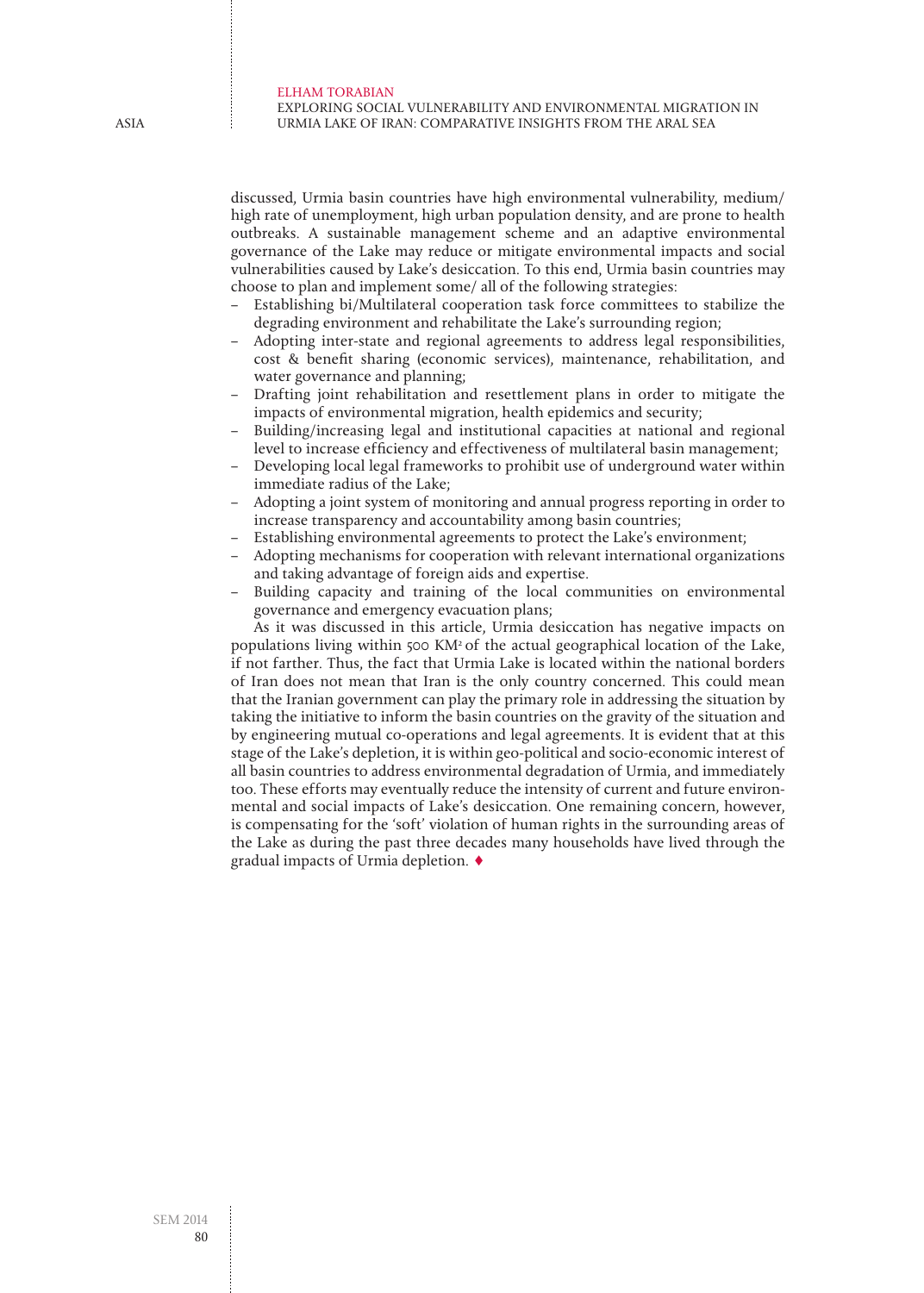discussed, Urmia basin countries have high environmental vulnerability, medium/ high rate of unemployment, high urban population density, and are prone to health outbreaks. A sustainable management scheme and an adaptive environmental governance of the Lake may reduce or mitigate environmental impacts and social vulnerabilities caused by Lake's desiccation. To this end, Urmia basin countries may choose to plan and implement some/ all of the following strategies:

- Establishing bi/Multilateral cooperation task force committees to stabilize the degrading environment and rehabilitate the Lake's surrounding region;
- Adopting inter-state and regional agreements to address legal responsibilities, cost & benefit sharing (economic services), maintenance, rehabilitation, and water governance and planning;
- Drafting joint rehabilitation and resettlement plans in order to mitigate the impacts of environmental migration, health epidemics and security;
- Building/increasing legal and institutional capacities at national and regional level to increase efficiency and effectiveness of multilateral basin management;
- Developing local legal frameworks to prohibit use of underground water within immediate radius of the Lake;
- Adopting a joint system of monitoring and annual progress reporting in order to increase transparency and accountability among basin countries;
- Establishing environmental agreements to protect the Lake's environment;
- Adopting mechanisms for cooperation with relevant international organizations and taking advantage of foreign aids and expertise.
- Building capacity and training of the local communities on environmental governance and emergency evacuation plans;

As it was discussed in this article, Urmia desiccation has negative impacts on populations living within 500 $KM^2$ of the actual geographical location of the Lake, if not farther. Thus, the fact that Urmia Lake is located within the national borders of Iran does not mean that Iran is the only country concerned. This could mean that the Iranian government can play the primary role in addressing the situation by taking the initiative to inform the basin countries on the gravity of the situation and by engineering mutual co-operations and legal agreements. It is evident that at this stage of the Lake's depletion, it is within geo-political and socio-economic interest of all basin countries to address environmental degradation of Urmia, and immediately too. These efforts may eventually reduce the intensity of current and future environmental and social impacts of Lake's desiccation. One remaining concern, however, is compensating for the 'soft' violation of human rights in the surrounding areas of the Lake as during the past three decades many households have lived through the gradual impacts of Urmia depletion. ♦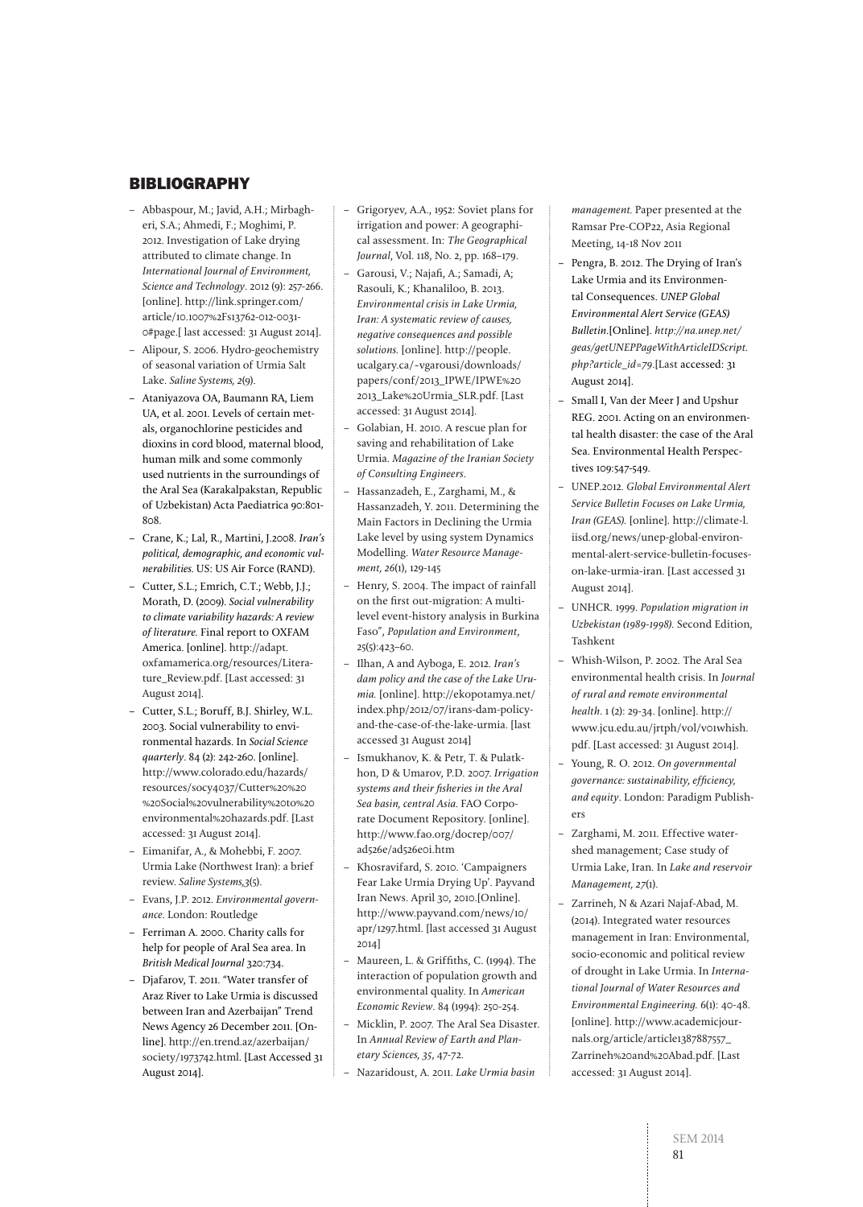# BIBLIOGRAPHY

- Abbaspour, M.; Javid, A.H.; Mirbagheri, S.A.; Ahmedi, F.; Moghimi, P. 2012. Investigation of Lake drying attributed to climate change. In *International Journal of Environment, Science and Technology*. 2012 (9): 257-266. [online]. http://link.springer.com/article/10.1007%2Fs13762-012-0031-0#page.[ last accessed: 31 August 2014].
- Alipour, S. 2006. Hydro-geochemistry of seasonal variation of Urmia Salt Lake. *Saline Systems, 2*(9).
- Ataniyazova OA, Baumann RA, Liem UA, et al. 2001. Levels of certain metals, organochlorine pesticides and dioxins in cord blood, maternal blood, human milk and some commonly used nutrients in the surroundings of the Aral Sea (Karakalpakstan, Republic of Uzbekistan) Acta Paediatrica 90:801-808.
- Crane, K.; Lal, R., Martini, J.2008. *Iran's political, demographic, and economic vulnerabilities.* US: US Air Force (RAND).
- Cutter, S.L.; Emrich, C.T.; Webb, J.J.; Morath, D. (2009). *Social vulnerability to climate variability hazards: A review of literature.* Final report to OXFAM America. [online]. http://adapt.oxfamamerica.org/resources/Literature_Review.pdf. [Last accessed: 31 August 2014].
- Cutter, S.L.; Boruff, B.J. Shirley, W.L. 2003. Social vulnerability to environmental hazards. In *Social Science quarterly*. 84 (2): 242-260. [online]. http://www.colorado.edu/hazards/resources/socy4037/Cutter%20%20%20Social%20vulnerability%20to%20environmental%20hazards.pdf. [Last accessed: 31 August 2014].
- Eimanifar, A., & Mohebbi, F. 2007. Urmia Lake (Northwest Iran): a brief review. *Saline Systems,3*(5).
- Evans, J.P. 2012. *Environmental governance*. London: Routledge
- Ferriman A. 2000. Charity calls for help for people of Aral Sea area. In *British Medical Journal* 320:734.
- Djafarov, T. 2011. "Water transfer of Araz River to Lake Urmia is discussed between Iran and Azerbaijan" Trend News Agency 26 December 2011. [Online]. http://en.trend.az/azerbaijan/society/1973742.html. [Last Accessed 31 August 2014].
- Grigoryev, A.A., 1952: Soviet plans for irrigation and power: A geographical assessment. In: *The Geographical Journal*, Vol. 118, No. 2, pp. 168–179.
- Garousi, V.; Najafi, A.; Samadi, A; Rasouli, K.; Khanaliloo, B. 2013. *Environmental crisis in Lake Urmia, Iran: A systematic review of causes, negative consequences and possible solutions.* [online]. http://people.ucalgary.ca/~vgarousi/downloads/papers/conf/2013_IPWE/IPWE%202013_Lake%20Urmia_SLR.pdf. [Last accessed: 31 August 2014].
- Golabian, H. 2010. A rescue plan for saving and rehabilitation of Lake Urmia. *Magazine of the Iranian Society of Consulting Engineers*.
- Hassanzadeh, E., Zarghami, M., & Hassanzadeh, Y. 2011. Determining the Main Factors in Declining the Urmia Lake level by using system Dynamics Modelling. *Water Resource Management, 26*(1), 129-145
- Henry, S. 2004. The impact of rainfall on the first out-migration: A multi-level event-history analysis in Burkina Faso", *Population and Environment*, 25(5):423–60.
- Ilhan, A and Ayboga, E. 2012. *Iran's dam policy and the case of the Lake Urumia.* [online]. http://ekopotamya.net/index.php/2012/07/irans-dam-policy-and-the-case-of-the-lake-urmia. [last accessed 31 August 2014]
- Ismukhanov, K. & Petr, T. & Pulatkhon, D & Umarov, P.D. 2007. *Irrigation systems and their fisheries in the Aral Sea basin, central Asia.* FAO Corporate Document Repository. [online]. http://www.fao.org/docrep/007/ad526e/ad526e01.htm
- Khosravifard, S. 2010. 'Campaigners Fear Lake Urmia Drying Up'. Payvand Iran News. April 30, 2010.[Online]. http://www.payvand.com/news/10/apr/1297.html. [last accessed 31 August 2014]
- Maureen, L. & Griffiths, C. (1994). The interaction of population growth and environmental quality. In *American Economic Review*. 84 (1994): 250-254.
- Micklin, P. 2007. The Aral Sea Disaster. In *Annual Review of Earth and Planetary Sciences, 35*, 47-72.
- Nazaridoust, A. 2011. *Lake Urmia basin management.* Paper presented at the Ramsar Pre-COP22, Asia Regional Meeting, 14-18 Nov 2011
- Pengra, B. 2012. The Drying of Iran's Lake Urmia and its Environmental Consequences. *UNEP Global Environmental Alert Service (GEAS) Bulletin*.[Online]. *http://na.unep.net/geas/getUNEPPageWithArticleIDScript.php?article_id=79*.[Last accessed: 31 August 2014].
- Small I, Van der Meer J and Upshur REG. 2001. Acting on an environmental health disaster: the case of the Aral Sea. Environmental Health Perspectives 109:547-549.
- UNEP.2012. *Global Environmental Alert Service Bulletin Focuses on Lake Urmia, Iran (GEAS).* [online]. http://climate-l.iisd.org/news/unep-global-environmental-alert-service-bulletin-focuses-on-lake-urmia-iran. [Last accessed 31 August 2014].
- UNHCR. 1999. *Population migration in Uzbekistan (1989-1998).* Second Edition, Tashkent
- Whish-Wilson, P. 2002. The Aral Sea environmental health crisis. In *Journal of rural and remote environmental health*. 1 (2): 29-34. [online]. http://www.jcu.edu.au/jrtph/vol/v01whish.pdf. [Last accessed: 31 August 2014].
- Young, R. O. 2012. *On governmental governance: sustainability, efficiency, and equity*. London: Paradigm Publishers
- Zarghami, M. 2011. Effective watershed management; Case study of Urmia Lake, Iran. In *Lake and reservoir Management, 27*(1).
- Zarrineh, N & Azari Najaf-Abad, M. (2014). Integrated water resources management in Iran: Environmental, socio-economic and political review of drought in Lake Urmia. In *International Journal of Water Resources and Environmental Engineering.* 6(1): 40-48. [online]. http://www.academicjournals.org/article/article1387887557_Zarrineh%20and%20Abad.pdf. [Last accessed: 31 August 2014].